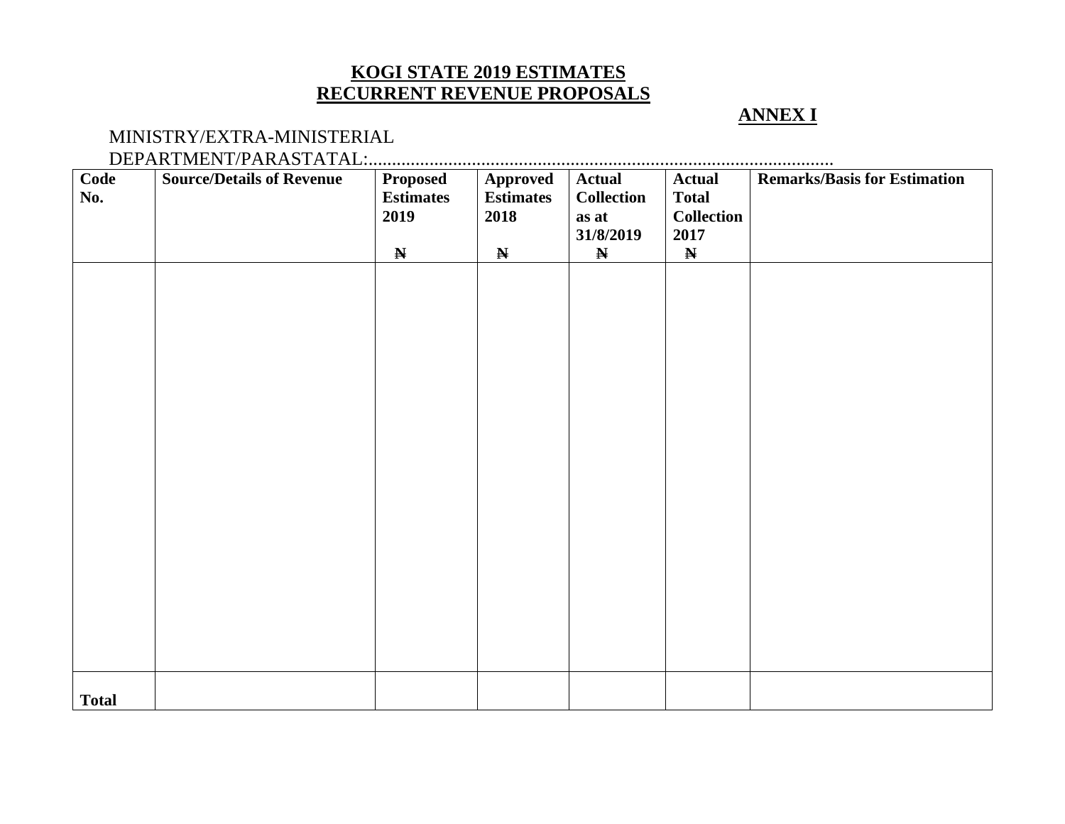# KOGI STATE 2019 ESTIMATES
## RECURRENT REVENUE PROPOSALS

**ANNEX I**

MINISTRY/EXTRA-MINISTERIAL DEPARTMENT/PARASTATAL:..................................................................................................

| Code No. | Source/Details of Revenue | Proposed Estimates 2019 ₦ | Approved Estimates 2018 ₦ | Actual Collection as at 31/8/2019 ₦ | Actual Total Collection 2017 ₦ | Remarks/Basis for Estimation |
|---|---|---|---|---|---|---|
| | | | | | | |
| **Total** | | | | | | |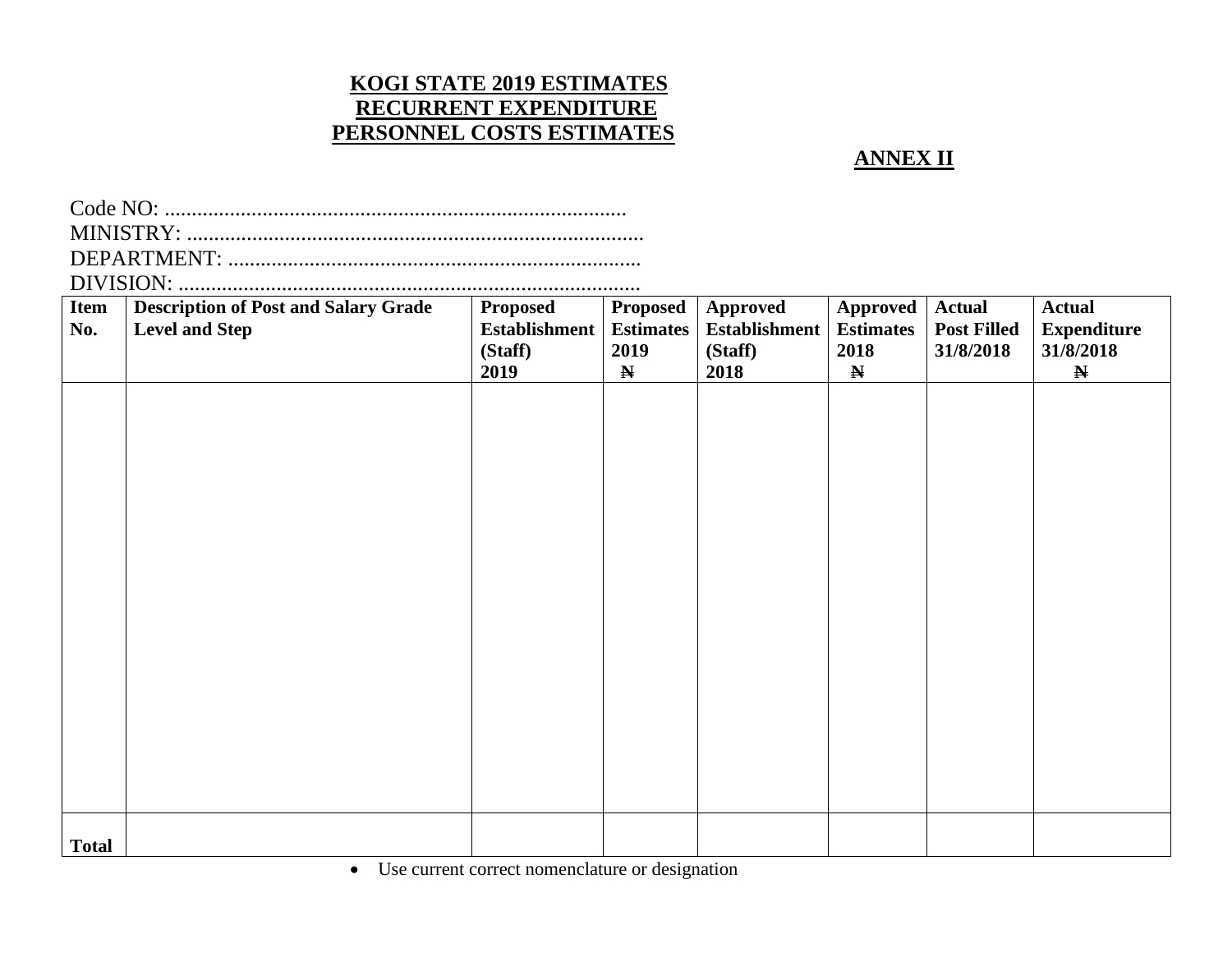**KOGI STATE 2019 ESTIMATES**
**RECURRENT EXPENDITURE**
**PERSONNEL COSTS ESTIMATES**

**ANNEX II**

Code NO: ....................................................................................
MINISTRY: ...................................................................................
DEPARTMENT: ...........................................................................
DIVISION: ....................................................................................

| Item No. | Description of Post and Salary Grade Level and Step | Proposed Establishment (Staff) 2019 | Proposed Estimates 2019 ₦ | Approved Establishment (Staff) 2018 | Approved Estimates 2018 ₦ | Actual Post Filled 31/8/2018 | Actual Expenditure 31/8/2018 ₦ |
|---|---|---|---|---|---|---|---|
| | | | | | | | |
| **Total** | | | | | | | |

- Use current correct nomenclature or designation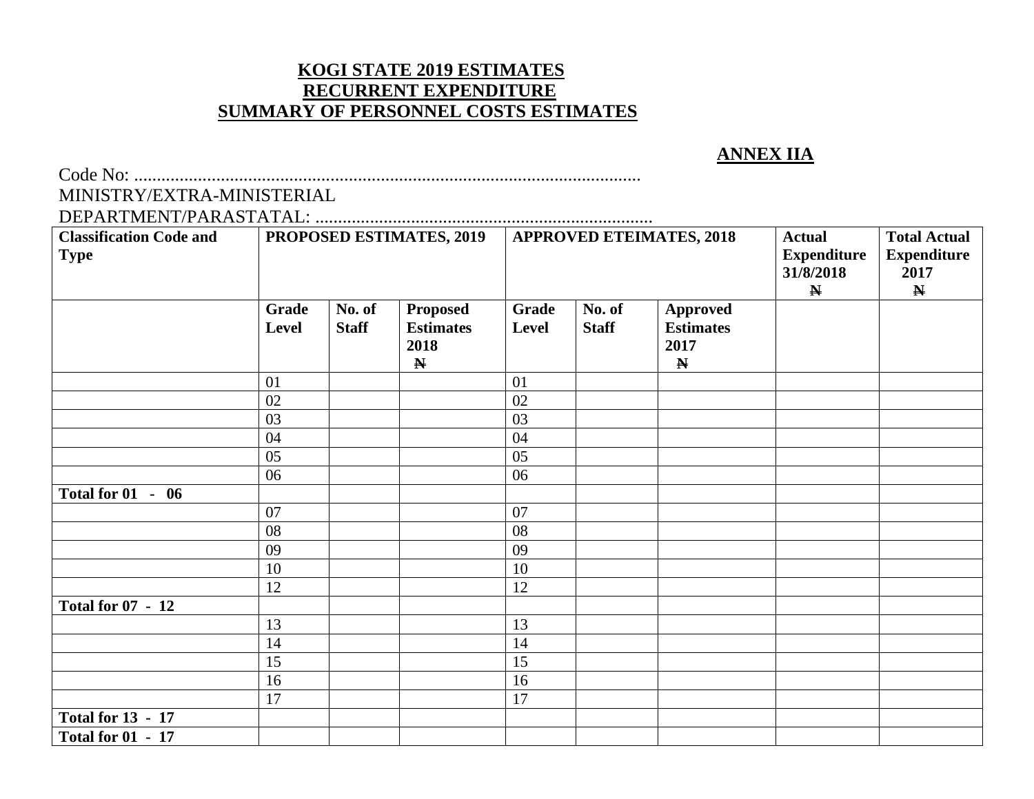# KOGI STATE 2019 ESTIMATES
## RECURRENT EXPENDITURE
## SUMMARY OF PERSONNEL COSTS ESTIMATES

**ANNEX IIA**

Code No: ...............................................................................................................

MINISTRY/EXTRA-MINISTERIAL

DEPARTMENT/PARASTATAL: ..........................................................................

| Classification Code and Type | PROPOSED ESTIMATES, 2019 | | | APPROVED ETEIMATES, 2018 | | | Actual Expenditure 31/8/2018 ₦ | Total Actual Expenditure 2017 ₦ |
|---|---|---|---|---|---|---|---|---|
| | Grade Level | No. of Staff | Proposed Estimates 2018 ₦ | Grade Level | No. of Staff | Approved Estimates 2017 ₦ | | |
| | 01 | | | 01 | | | | |
| | 02 | | | 02 | | | | |
| | 03 | | | 03 | | | | |
| | 04 | | | 04 | | | | |
| | 05 | | | 05 | | | | |
| | 06 | | | 06 | | | | |
| **Total for 01 - 06** | | | | | | | | |
| | 07 | | | 07 | | | | |
| | 08 | | | 08 | | | | |
| | 09 | | | 09 | | | | |
| | 10 | | | 10 | | | | |
| | 12 | | | 12 | | | | |
| **Total for 07 - 12** | | | | | | | | |
| | 13 | | | 13 | | | | |
| | 14 | | | 14 | | | | |
| | 15 | | | 15 | | | | |
| | 16 | | | 16 | | | | |
| | 17 | | | 17 | | | | |
| **Total for 13 - 17** | | | | | | | | |
| **Total for 01 - 17** | | | | | | | | |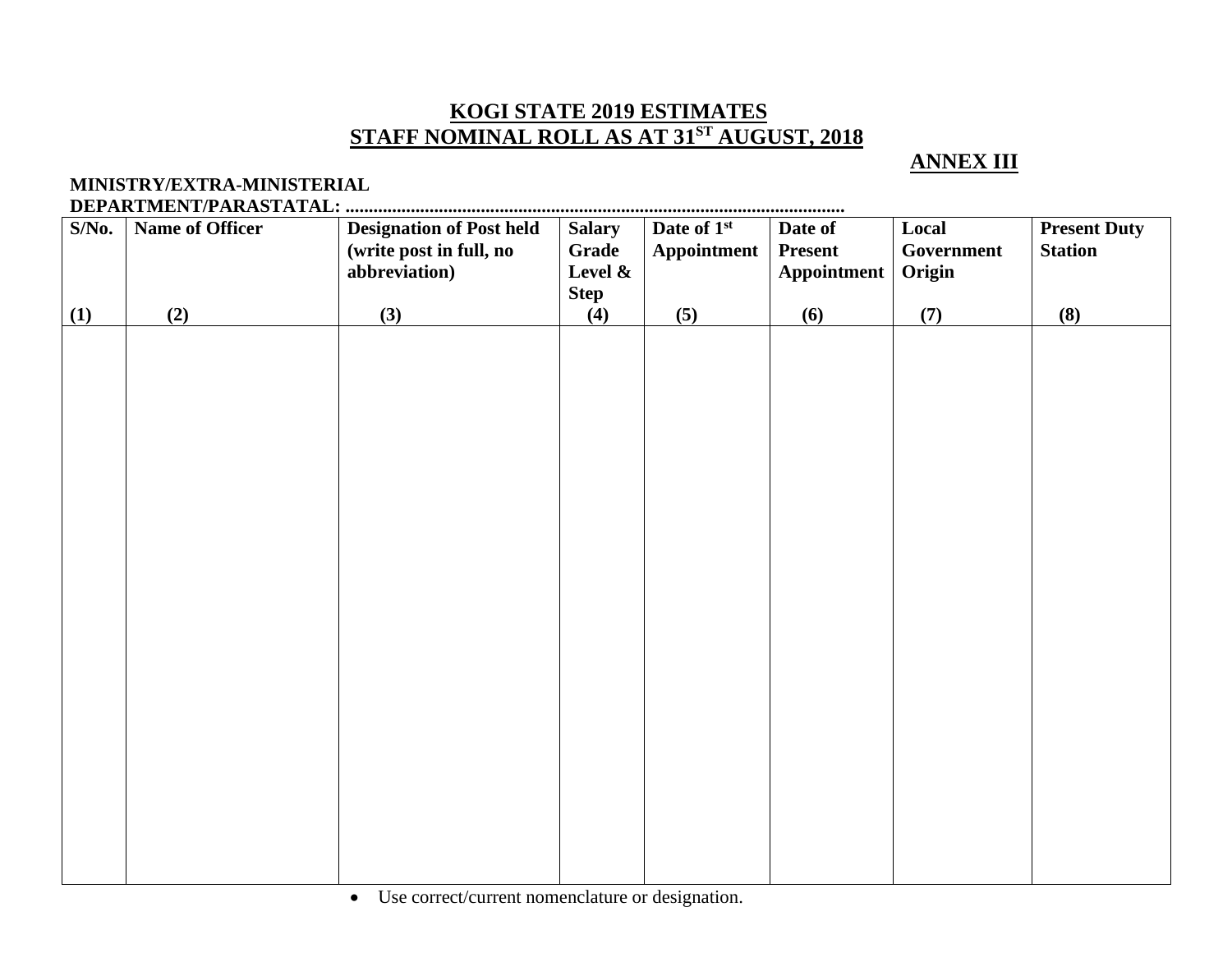# KOGI STATE 2019 ESTIMATES

## STAFF NOMINAL ROLL AS AT 31ST AUGUST, 2018

**ANNEX III**

**MINISTRY/EXTRA-MINISTERIAL DEPARTMENT/PARASTATAL: ........................................................................................................**

| S/No. (1) | Name of Officer (2) | Designation of Post held (write post in full, no abbreviation) (3) | Salary Grade Level & Step (4) | Date of 1st Appointment (5) | Date of Present Appointment (6) | Local Government Origin (7) | Present Duty Station (8) |
|---|---|---|---|---|---|---|---|
| | | | | | | | |

- Use correct/current nomenclature or designation.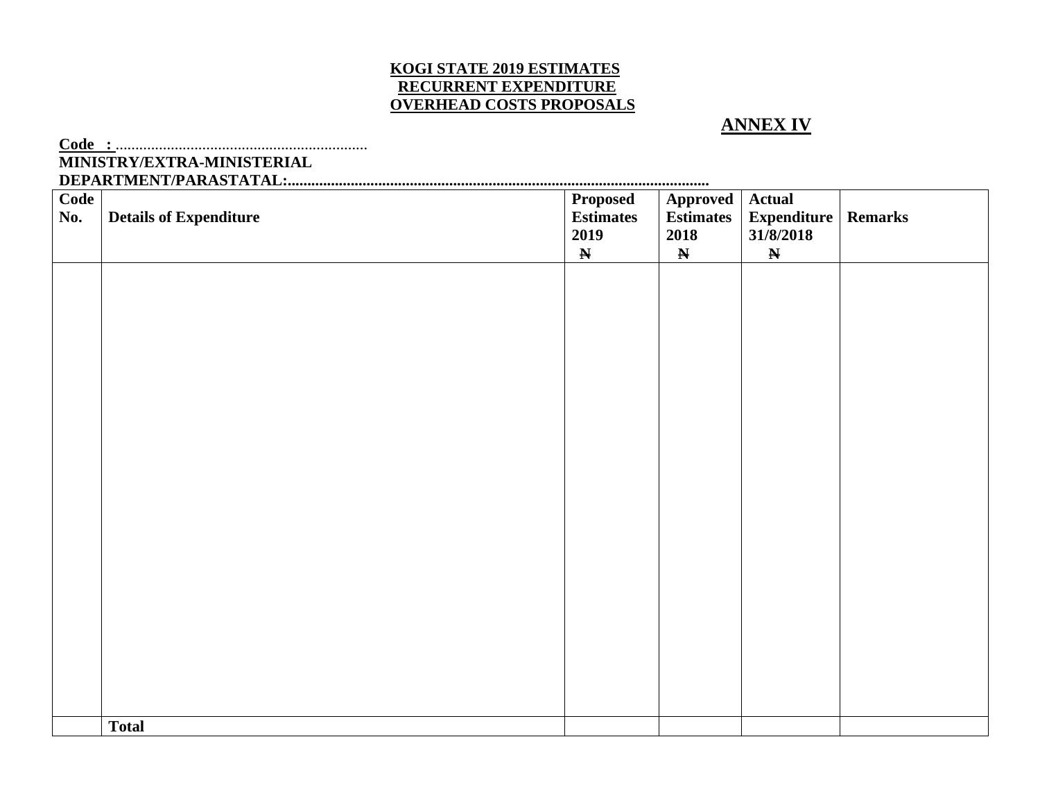**KOGI STATE 2019 ESTIMATES**
**RECURRENT EXPENDITURE**
**OVERHEAD COSTS PROPOSALS**

## ANNEX IV

**Code :** ...............................................................
**MINISTRY/EXTRA-MINISTERIAL DEPARTMENT/PARASTATAL:**........................................................................................................

| Code No. | Details of Expenditure | Proposed Estimates 2019 ₦ | Approved Estimates 2018 ₦ | Actual Expenditure 31/8/2018 ₦ | Remarks |
|---|---|---|---|---|---|
| | | | | | |
| | **Total** | | | | |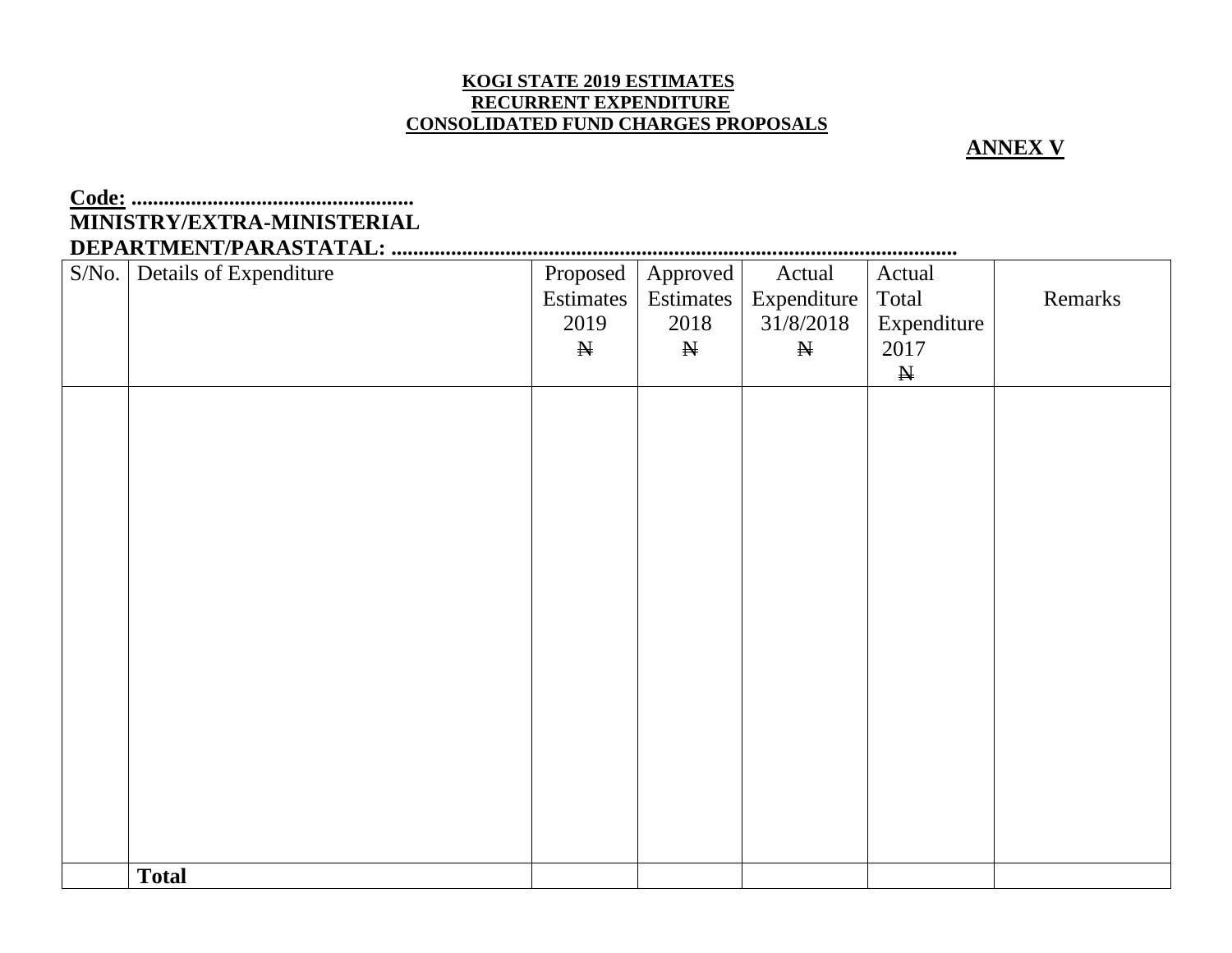**KOGI STATE 2019 ESTIMATES**
**RECURRENT EXPENDITURE**
**CONSOLIDATED FUND CHARGES PROPOSALS**

**ANNEX V**

**Code:** ....................................................
**MINISTRY/EXTRA-MINISTERIAL DEPARTMENT/PARASTATAL:** ........................................................................................................

| S/No. | Details of Expenditure | Proposed Estimates 2019 ₦ | Approved Estimates 2018 ₦ | Actual Expenditure 31/8/2018 ₦ | Actual Total Expenditure 2017 ₦ | Remarks |
|---|---|---|---|---|---|---|
| | | | | | | |
| | **Total** | | | | | |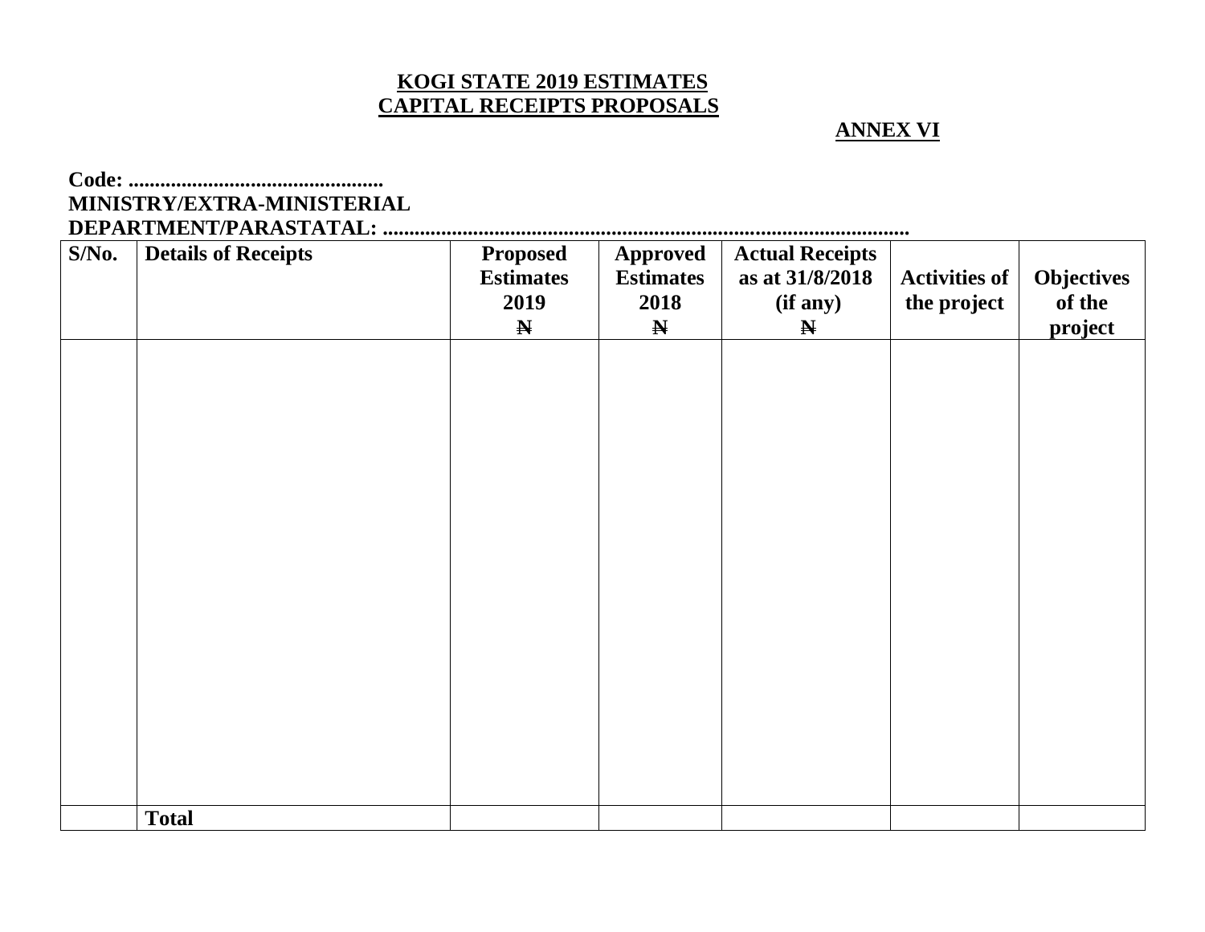**KOGI STATE 2019 ESTIMATES**
**CAPITAL RECEIPTS PROPOSALS**

**ANNEX VI**

**Code: ................................................**
**MINISTRY/EXTRA-MINISTERIAL DEPARTMENT/PARASTATAL: ...................................................................................................**

| S/No. | Details of Receipts | Proposed Estimates 2019 ₦ | Approved Estimates 2018 ₦ | Actual Receipts as at 31/8/2018 (if any) ₦ | Activities of the project | Objectives of the project |
|---|---|---|---|---|---|---|
| | | | | | | |
| | **Total** | | | | | |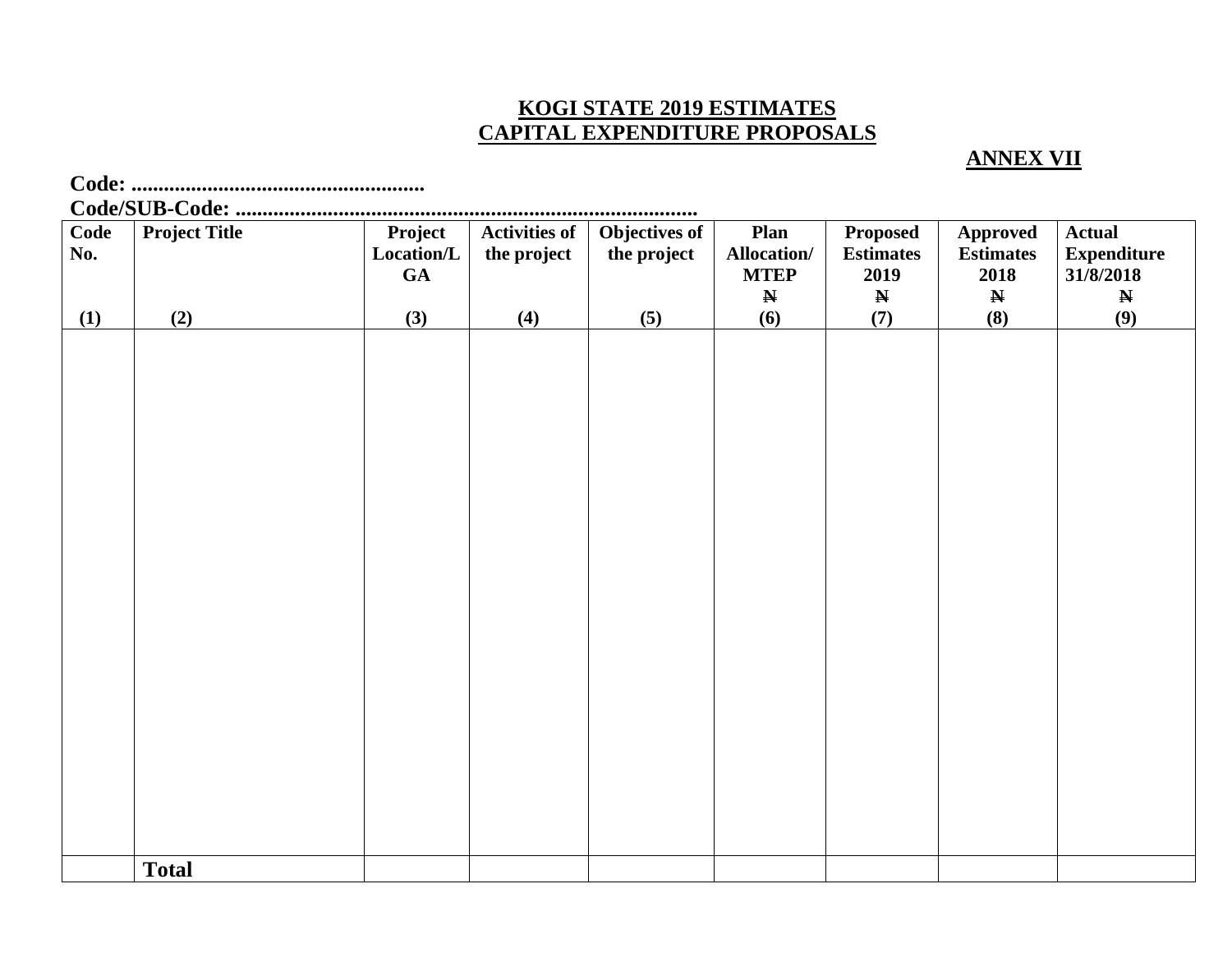# KOGI STATE 2019 ESTIMATES
# CAPITAL EXPENDITURE PROPOSALS

**ANNEX VII**

**Code: .....................................................**

**Code/SUB-Code: ....................................................................................**

| Code No. (1) | Project Title (2) | Project Location/LGA (3) | Activities of the project (4) | Objectives of the project (5) | Plan Allocation/ MTEP ₦ (6) | Proposed Estimates 2019 ₦ (7) | Approved Estimates 2018 ₦ (8) | Actual Expenditure 31/8/2018 ₦ (9) |
|---|---|---|---|---|---|---|---|---|
| | | | | | | | | |
| | **Total** | | | | | | | |